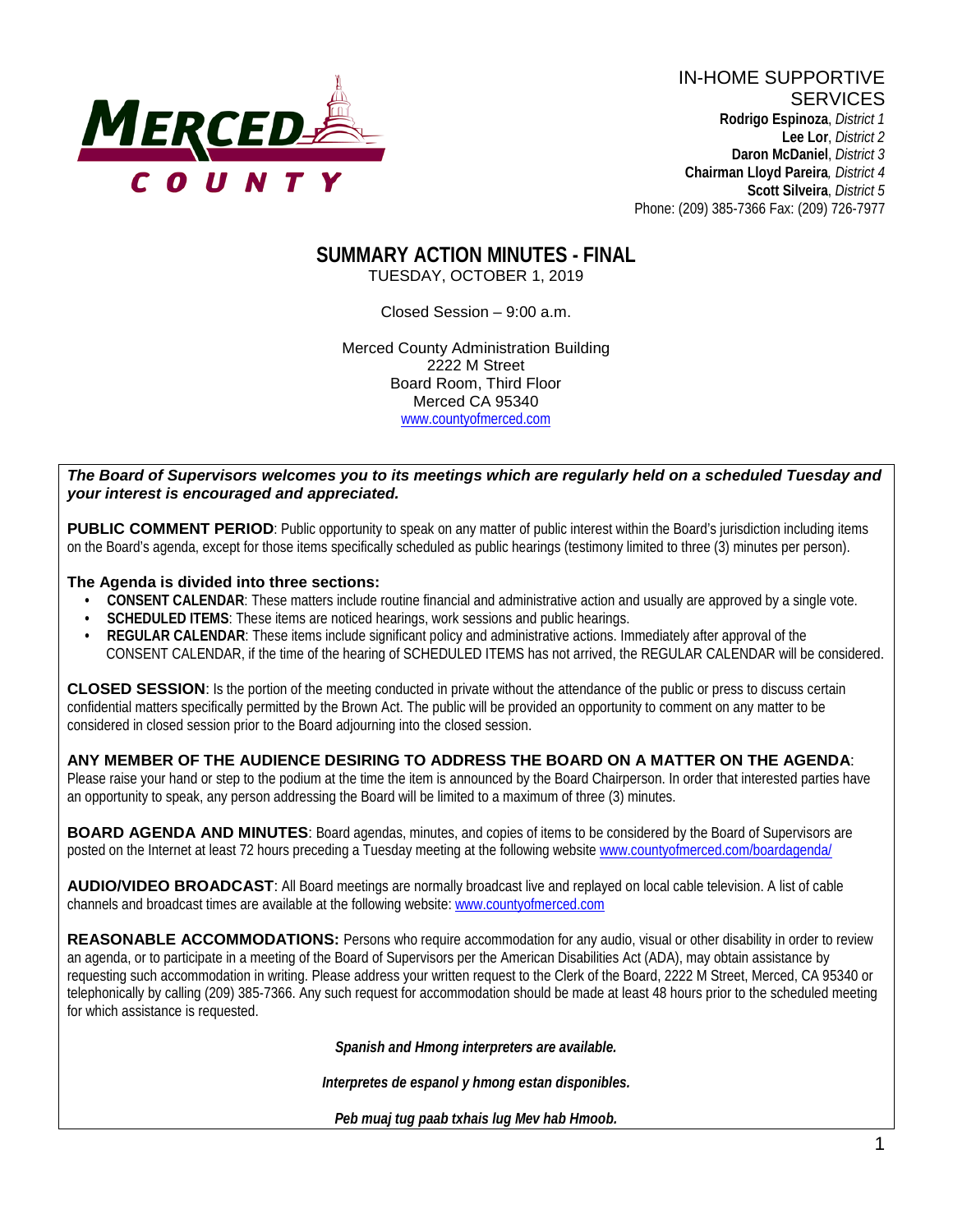MERCED COUNTY

IN-HOME SUPPORTIVE SERVICES

**Rodrigo Espinoza**, *District 1*
**Lee Lor**, *District 2*
**Daron McDaniel**, *District 3*
**Chairman Lloyd Pareira**, *District 4*
**Scott Silveira**, *District 5*
Phone: (209) 385-7366 Fax: (209) 726-7977

# SUMMARY ACTION MINUTES - FINAL

TUESDAY, OCTOBER 1, 2019

Closed Session – 9:00 a.m.

Merced County Administration Building
2222 M Street
Board Room, Third Floor
Merced CA 95340
www.countyofmerced.com

***The Board of Supervisors welcomes you to its meetings which are regularly held on a scheduled Tuesday and your interest is encouraged and appreciated.***

**PUBLIC COMMENT PERIOD**: Public opportunity to speak on any matter of public interest within the Board's jurisdiction including items on the Board's agenda, except for those items specifically scheduled as public hearings (testimony limited to three (3) minutes per person).

**The Agenda is divided into three sections:**

- **CONSENT CALENDAR**: These matters include routine financial and administrative action and usually are approved by a single vote.
- **SCHEDULED ITEMS**: These items are noticed hearings, work sessions and public hearings.
- **REGULAR CALENDAR**: These items include significant policy and administrative actions. Immediately after approval of the CONSENT CALENDAR, if the time of the hearing of SCHEDULED ITEMS has not arrived, the REGULAR CALENDAR will be considered.

**CLOSED SESSION**: Is the portion of the meeting conducted in private without the attendance of the public or press to discuss certain confidential matters specifically permitted by the Brown Act. The public will be provided an opportunity to comment on any matter to be considered in closed session prior to the Board adjourning into the closed session.

**ANY MEMBER OF THE AUDIENCE DESIRING TO ADDRESS THE BOARD ON A MATTER ON THE AGENDA**: Please raise your hand or step to the podium at the time the item is announced by the Board Chairperson. In order that interested parties have an opportunity to speak, any person addressing the Board will be limited to a maximum of three (3) minutes.

**BOARD AGENDA AND MINUTES**: Board agendas, minutes, and copies of items to be considered by the Board of Supervisors are posted on the Internet at least 72 hours preceding a Tuesday meeting at the following website www.countyofmerced.com/boardagenda/

**AUDIO/VIDEO BROADCAST**: All Board meetings are normally broadcast live and replayed on local cable television. A list of cable channels and broadcast times are available at the following website: www.countyofmerced.com

**REASONABLE ACCOMMODATIONS:** Persons who require accommodation for any audio, visual or other disability in order to review an agenda, or to participate in a meeting of the Board of Supervisors per the American Disabilities Act (ADA), may obtain assistance by requesting such accommodation in writing. Please address your written request to the Clerk of the Board, 2222 M Street, Merced, CA 95340 or telephonically by calling (209) 385-7366. Any such request for accommodation should be made at least 48 hours prior to the scheduled meeting for which assistance is requested.

***Spanish and Hmong interpreters are available.***

***Interpretes de espanol y hmong estan disponibles.***

***Peb muaj tug paab txhais lug Mev hab Hmoob.***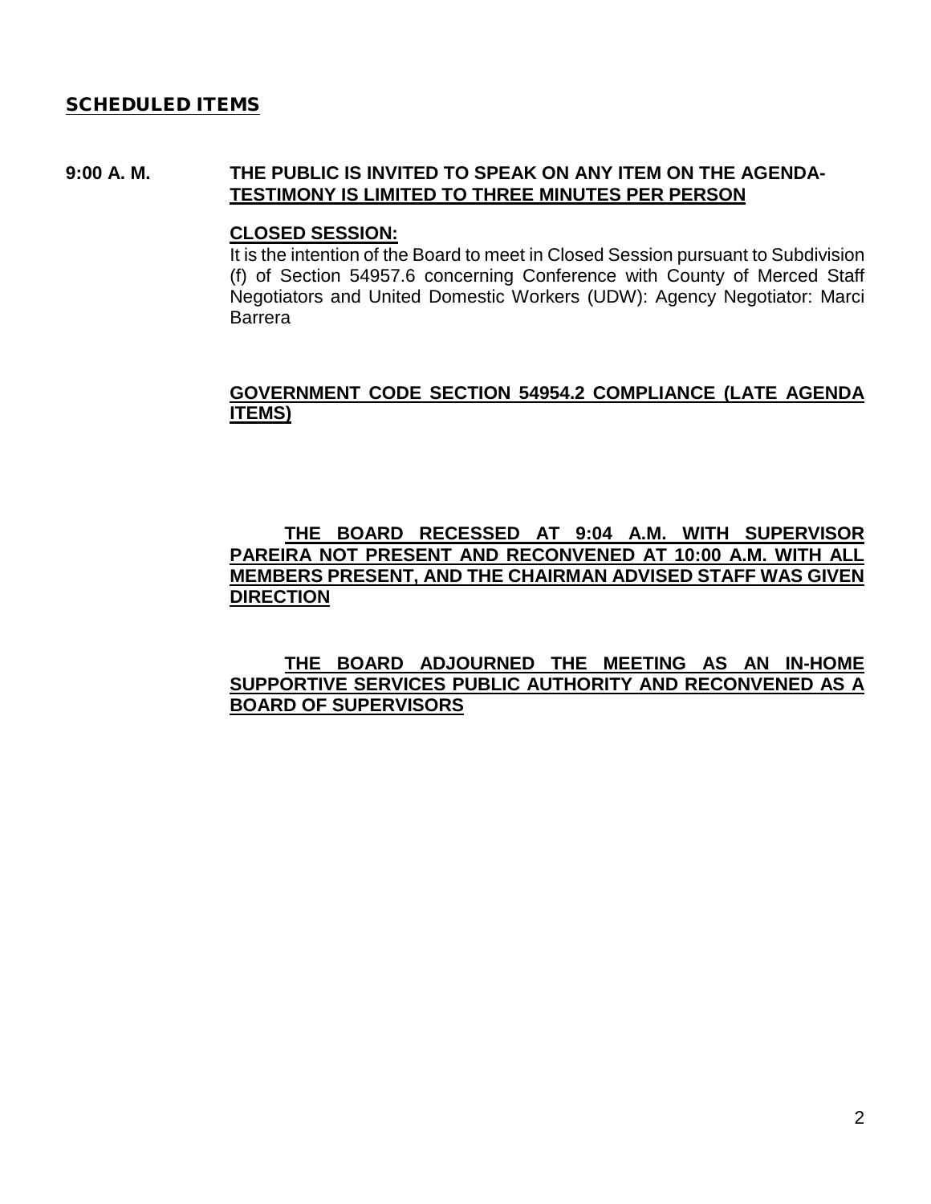## SCHEDULED ITEMS

**9:00 A. M.** **THE PUBLIC IS INVITED TO SPEAK ON ANY ITEM ON THE AGENDA-** **TESTIMONY IS LIMITED TO THREE MINUTES PER PERSON**

**CLOSED SESSION:**

It is the intention of the Board to meet in Closed Session pursuant to Subdivision (f) of Section 54957.6 concerning Conference with County of Merced Staff Negotiators and United Domestic Workers (UDW): Agency Negotiator: Marci Barrera

**GOVERNMENT CODE SECTION 54954.2 COMPLIANCE (LATE AGENDA ITEMS)**

**THE BOARD RECESSED AT 9:04 A.M. WITH SUPERVISOR PAREIRA NOT PRESENT AND RECONVENED AT 10:00 A.M. WITH ALL MEMBERS PRESENT, AND THE CHAIRMAN ADVISED STAFF WAS GIVEN DIRECTION**

**THE BOARD ADJOURNED THE MEETING AS AN IN-HOME SUPPORTIVE SERVICES PUBLIC AUTHORITY AND RECONVENED AS A BOARD OF SUPERVISORS**